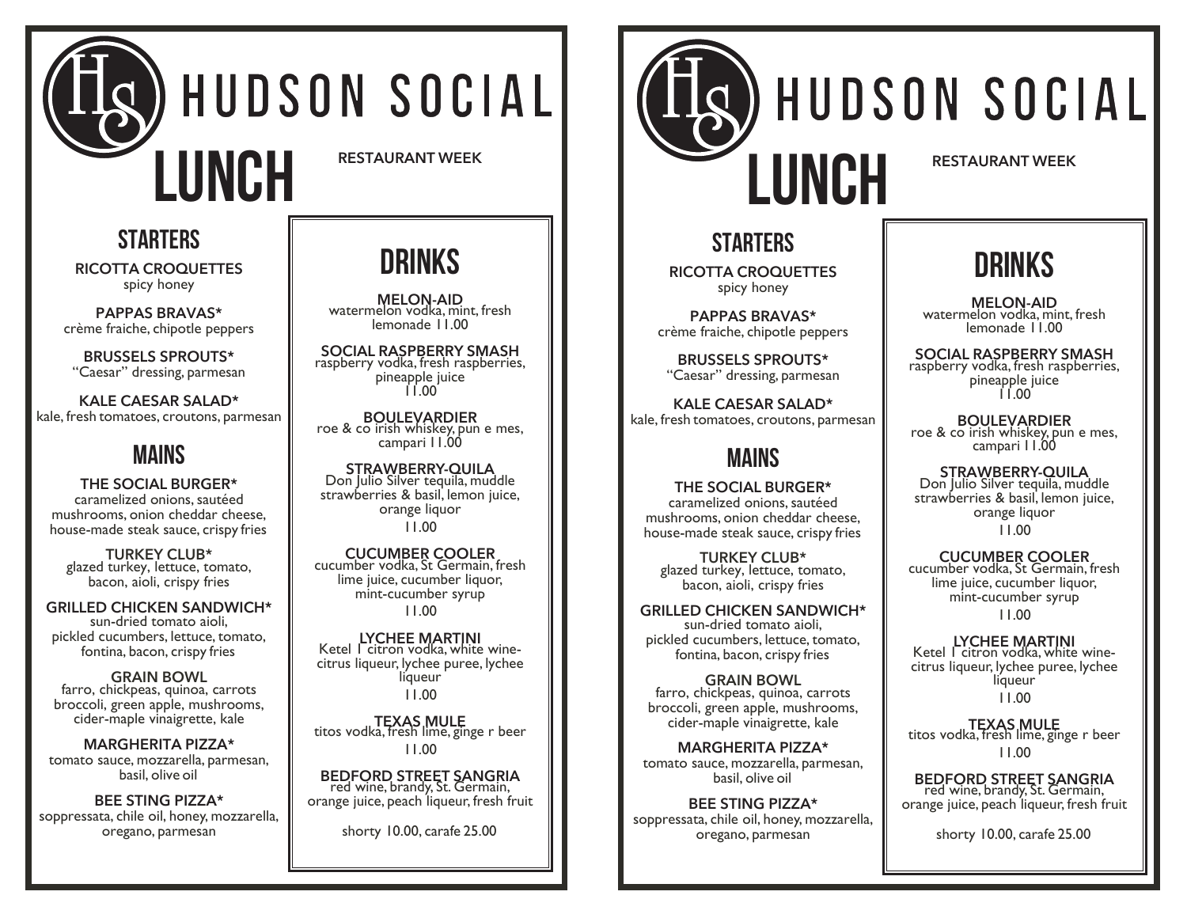# HUDSON SOCIAL

# LUNCH

RESTAURANT WEEK

## STARTERS

**RICOTTA CROQUETTES**
spicy honey

**PAPPAS BRAVAS***
crème fraiche, chipotle peppers

**BRUSSELS SPROUTS***
"Caesar" dressing, parmesan

**KALE CAESAR SALAD***
kale, fresh tomatoes, croutons, parmesan

## MAINS

**THE SOCIAL BURGER***
caramelized onions, sautéed mushrooms, onion cheddar cheese, house-made steak sauce, crispy fries

**TURKEY CLUB***
glazed turkey, lettuce, tomato, bacon, aioli, crispy fries

**GRILLED CHICKEN SANDWICH***
sun-dried tomato aioli, pickled cucumbers, lettuce, tomato, fontina, bacon, crispy fries

**GRAIN BOWL**
farro, chickpeas, quinoa, carrots broccoli, green apple, mushrooms, cider-maple vinaigrette, kale

**MARGHERITA PIZZA***
tomato sauce, mozzarella, parmesan, basil, olive oil

**BEE STING PIZZA***
soppressata, chile oil, honey, mozzarella, oregano, parmesan

## DRINKS

**MELON-AID**
watermelon vodka, mint, fresh lemonade 11.00

**SOCIAL RASPBERRY SMASH**
raspberry vodka, fresh raspberries, pineapple juice
11.00

**BOULEVARDIER**
roe & co irish whiskey, pun e mes, campari 11.00

**STRAWBERRY-QUILA**
Don Julio Silver tequila, muddle strawberries & basil, lemon juice, orange liquor
11.00

**CUCUMBER COOLER**
cucumber vodka, St Germain, fresh lime juice, cucumber liquor, mint-cucumber syrup
11.00

**LYCHEE MARTINI**
Ketel 1 citron vodka, white wine-citrus liqueur, lychee puree, lychee liqueur
11.00

**TEXAS MULE**
titos vodka, fresh lime, ginge r beer
11.00

**BEDFORD STREET SANGRIA**
red wine, brandy, St. Germain, orange juice, peach liqueur, fresh fruit

shorty 10.00, carafe 25.00

# HUDSON SOCIAL

# LUNCH

RESTAURANT WEEK

## STARTERS

**RICOTTA CROQUETTES**
spicy honey

**PAPPAS BRAVAS***
crème fraiche, chipotle peppers

**BRUSSELS SPROUTS***
"Caesar" dressing, parmesan

**KALE CAESAR SALAD***
kale, fresh tomatoes, croutons, parmesan

## MAINS

**THE SOCIAL BURGER***
caramelized onions, sautéed mushrooms, onion cheddar cheese, house-made steak sauce, crispy fries

**TURKEY CLUB***
glazed turkey, lettuce, tomato, bacon, aioli, crispy fries

**GRILLED CHICKEN SANDWICH***
sun-dried tomato aioli, pickled cucumbers, lettuce, tomato, fontina, bacon, crispy fries

**GRAIN BOWL**
farro, chickpeas, quinoa, carrots broccoli, green apple, mushrooms, cider-maple vinaigrette, kale

**MARGHERITA PIZZA***
tomato sauce, mozzarella, parmesan, basil, olive oil

**BEE STING PIZZA***
soppressata, chile oil, honey, mozzarella, oregano, parmesan

## DRINKS

**MELON-AID**
watermelon vodka, mint, fresh lemonade 11.00

**SOCIAL RASPBERRY SMASH**
raspberry vodka, fresh raspberries, pineapple juice
11.00

**BOULEVARDIER**
roe & co irish whiskey, pun e mes, campari 11.00

**STRAWBERRY-QUILA**
Don Julio Silver tequila, muddle strawberries & basil, lemon juice, orange liquor
11.00

**CUCUMBER COOLER**
cucumber vodka, St Germain, fresh lime juice, cucumber liquor, mint-cucumber syrup
11.00

**LYCHEE MARTINI**
Ketel 1 citron vodka, white wine-citrus liqueur, lychee puree, lychee liqueur
11.00

**TEXAS MULE**
titos vodka, fresh lime, ginge r beer
11.00

**BEDFORD STREET SANGRIA**
red wine, brandy, St. Germain, orange juice, peach liqueur, fresh fruit

shorty 10.00, carafe 25.00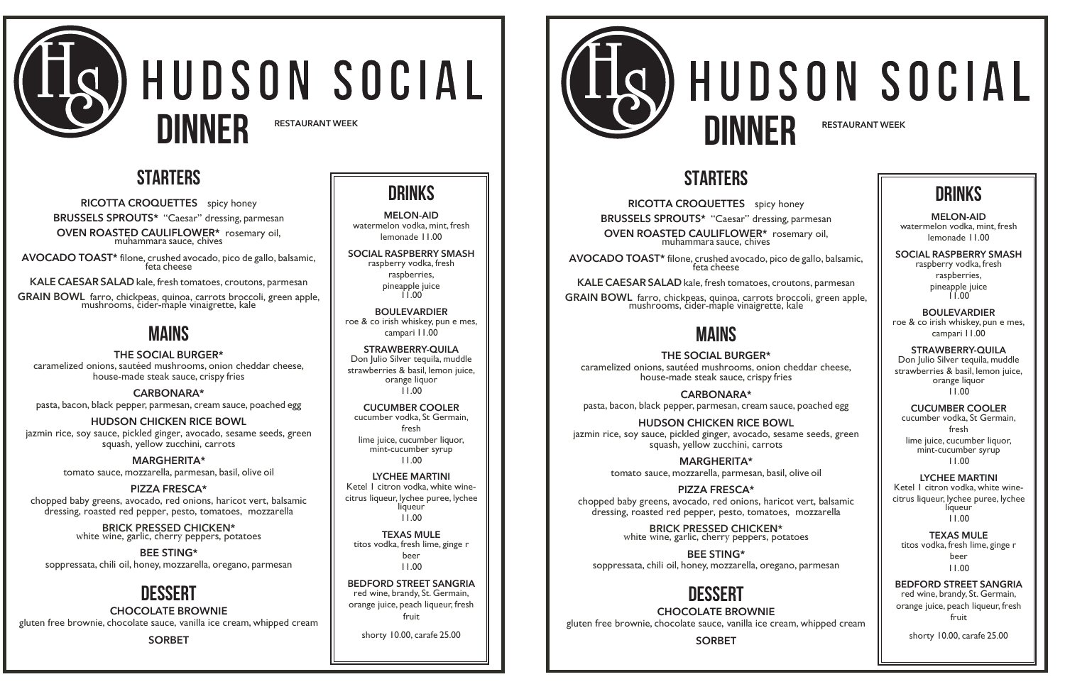# HUDSON SOCIAL

## DINNER

RESTAURANT WEEK

### STARTERS

**RICOTTA CROQUETTES** spicy honey

**BRUSSELS SPROUTS*** "Caesar" dressing, parmesan

**OVEN ROASTED CAULIFLOWER*** rosemary oil, muhammara sauce, chives

**AVOCADO TOAST*** filone, crushed avocado, pico de gallo, balsamic, feta cheese

**KALE CAESAR SALAD** kale, fresh tomatoes, croutons, parmesan

**GRAIN BOWL** farro, chickpeas, quinoa, carrots broccoli, green apple, mushrooms, cider-maple vinaigrette, kale

### MAINS

**THE SOCIAL BURGER***
caramelized onions, sautéed mushrooms, onion cheddar cheese, house-made steak sauce, crispy fries

**CARBONARA***
pasta, bacon, black pepper, parmesan, cream sauce, poached egg

**HUDSON CHICKEN RICE BOWL**
jazmin rice, soy sauce, pickled ginger, avocado, sesame seeds, green squash, yellow zucchini, carrots

**MARGHERITA***
tomato sauce, mozzarella, parmesan, basil, olive oil

**PIZZA FRESCA***
chopped baby greens, avocado, red onions, haricot vert, balsamic dressing, roasted red pepper, pesto, tomatoes, mozzarella

**BRICK PRESSED CHICKEN***
white wine, garlic, cherry peppers, potatoes

**BEE STING***
soppressata, chili oil, honey, mozzarella, oregano, parmesan

### DESSERT

**CHOCOLATE BROWNIE**
gluten free brownie, chocolate sauce, vanilla ice cream, whipped cream

**SORBET**

### DRINKS

**MELON-AID**
watermelon vodka, mint, fresh lemonade 11.00

**SOCIAL RASPBERRY SMASH**
raspberry vodka, fresh raspberries, pineapple juice
11.00

**BOULEVARDIER**
roe & co irish whiskey, pun e mes, campari 11.00

**STRAWBERRY-QUILA**
Don Julio Silver tequila, muddle strawberries & basil, lemon juice, orange liquor
11.00

**CUCUMBER COOLER**
cucumber vodka, St Germain, fresh lime juice, cucumber liquor, mint-cucumber syrup
11.00

**LYCHEE MARTINI**
Ketel 1 citron vodka, white wine-citrus liqueur, lychee puree, lychee liqueur
11.00

**TEXAS MULE**
titos vodka, fresh lime, ginge r beer
11.00

**BEDFORD STREET SANGRIA**
red wine, brandy, St. Germain, orange juice, peach liqueur, fresh fruit

shorty 10.00, carafe 25.00

---

# HUDSON SOCIAL

## DINNER

RESTAURANT WEEK

### STARTERS

**RICOTTA CROQUETTES** spicy honey

**BRUSSELS SPROUTS*** "Caesar" dressing, parmesan

**OVEN ROASTED CAULIFLOWER*** rosemary oil, muhammara sauce, chives

**AVOCADO TOAST*** filone, crushed avocado, pico de gallo, balsamic, feta cheese

**KALE CAESAR SALAD** kale, fresh tomatoes, croutons, parmesan

**GRAIN BOWL** farro, chickpeas, quinoa, carrots broccoli, green apple, mushrooms, cider-maple vinaigrette, kale

### MAINS

**THE SOCIAL BURGER***
caramelized onions, sautéed mushrooms, onion cheddar cheese, house-made steak sauce, crispy fries

**CARBONARA***
pasta, bacon, black pepper, parmesan, cream sauce, poached egg

**HUDSON CHICKEN RICE BOWL**
jazmin rice, soy sauce, pickled ginger, avocado, sesame seeds, green squash, yellow zucchini, carrots

**MARGHERITA***
tomato sauce, mozzarella, parmesan, basil, olive oil

**PIZZA FRESCA***
chopped baby greens, avocado, red onions, haricot vert, balsamic dressing, roasted red pepper, pesto, tomatoes, mozzarella

**BRICK PRESSED CHICKEN***
white wine, garlic, cherry peppers, potatoes

**BEE STING***
soppressata, chili oil, honey, mozzarella, oregano, parmesan

### DESSERT

**CHOCOLATE BROWNIE**
gluten free brownie, chocolate sauce, vanilla ice cream, whipped cream

**SORBET**

### DRINKS

**MELON-AID**
watermelon vodka, mint, fresh lemonade 11.00

**SOCIAL RASPBERRY SMASH**
raspberry vodka, fresh raspberries, pineapple juice
11.00

**BOULEVARDIER**
roe & co irish whiskey, pun e mes, campari 11.00

**STRAWBERRY-QUILA**
Don Julio Silver tequila, muddle strawberries & basil, lemon juice, orange liquor
11.00

**CUCUMBER COOLER**
cucumber vodka, St Germain, fresh lime juice, cucumber liquor, mint-cucumber syrup
11.00

**LYCHEE MARTINI**
Ketel 1 citron vodka, white wine-citrus liqueur, lychee puree, lychee liqueur
11.00

**TEXAS MULE**
titos vodka, fresh lime, ginge r beer
11.00

**BEDFORD STREET SANGRIA**
red wine, brandy, St. Germain, orange juice, peach liqueur, fresh fruit

shorty 10.00, carafe 25.00